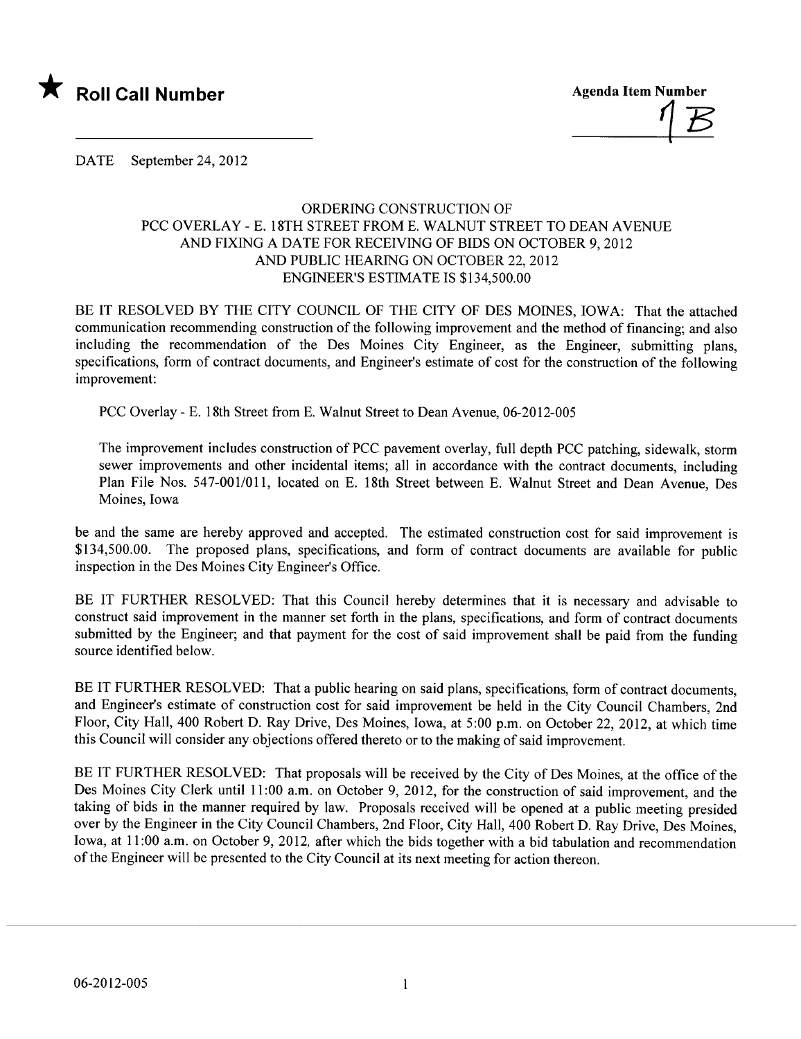★ **Roll Call Number**

**Agenda Item Number**

1B

DATE September 24, 2012

ORDERING CONSTRUCTION OF
PCC OVERLAY - E. 18TH STREET FROM E. WALNUT STREET TO DEAN AVENUE
AND FIXING A DATE FOR RECEIVING OF BIDS ON OCTOBER 9, 2012
AND PUBLIC HEARING ON OCTOBER 22, 2012
ENGINEER'S ESTIMATE IS $134,500.00

BE IT RESOLVED BY THE CITY COUNCIL OF THE CITY OF DES MOINES, IOWA: That the attached communication recommending construction of the following improvement and the method of financing; and also including the recommendation of the Des Moines City Engineer, as the Engineer, submitting plans, specifications, form of contract documents, and Engineer's estimate of cost for the construction of the following improvement:

PCC Overlay - E. 18th Street from E. Walnut Street to Dean Avenue, 06-2012-005

The improvement includes construction of PCC pavement overlay, full depth PCC patching, sidewalk, storm sewer improvements and other incidental items; all in accordance with the contract documents, including Plan File Nos. 547-001/011, located on E. 18th Street between E. Walnut Street and Dean Avenue, Des Moines, Iowa

be and the same are hereby approved and accepted. The estimated construction cost for said improvement is $134,500.00. The proposed plans, specifications, and form of contract documents are available for public inspection in the Des Moines City Engineer's Office.

BE IT FURTHER RESOLVED: That this Council hereby determines that it is necessary and advisable to construct said improvement in the manner set forth in the plans, specifications, and form of contract documents submitted by the Engineer; and that payment for the cost of said improvement shall be paid from the funding source identified below.

BE IT FURTHER RESOLVED: That a public hearing on said plans, specifications, form of contract documents, and Engineer's estimate of construction cost for said improvement be held in the City Council Chambers, 2nd Floor, City Hall, 400 Robert D. Ray Drive, Des Moines, Iowa, at 5:00 p.m. on October 22, 2012, at which time this Council will consider any objections offered thereto or to the making of said improvement.

BE IT FURTHER RESOLVED: That proposals will be received by the City of Des Moines, at the office of the Des Moines City Clerk until 11:00 a.m. on October 9, 2012, for the construction of said improvement, and the taking of bids in the manner required by law. Proposals received will be opened at a public meeting presided over by the Engineer in the City Council Chambers, 2nd Floor, City Hall, 400 Robert D. Ray Drive, Des Moines, Iowa, at 11:00 a.m. on October 9, 2012, after which the bids together with a bid tabulation and recommendation of the Engineer will be presented to the City Council at its next meeting for action thereon.

06-2012-005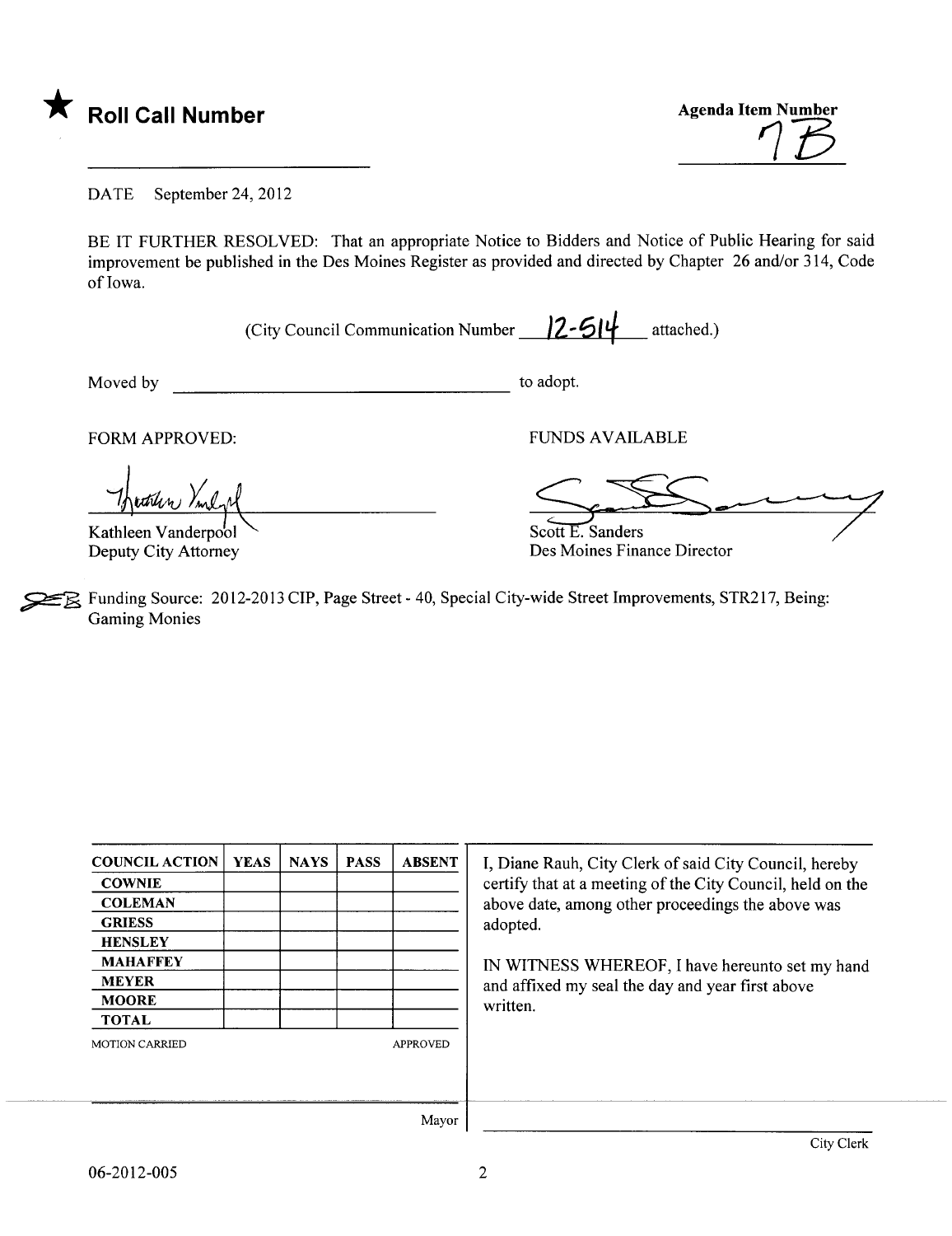★ **Roll Call Number**

**Agenda Item Number**
7B

DATE September 24, 2012

BE IT FURTHER RESOLVED: That an appropriate Notice to Bidders and Notice of Public Hearing for said improvement be published in the Des Moines Register as provided and directed by Chapter 26 and/or 314, Code of Iowa.

(City Council Communication Number 12-514 attached.)

Moved by ______________________ to adopt.

FORM APPROVED:

Kathleen Vanderpool
Deputy City Attorney

FUNDS AVAILABLE

Scott E. Sanders
Des Moines Finance Director

Funding Source: 2012-2013 CIP, Page Street - 40, Special City-wide Street Improvements, STR217, Being: Gaming Monies

| COUNCIL ACTION | YEAS | NAYS | PASS | ABSENT |
| --- | --- | --- | --- | --- |
| COWNIE | | | | |
| COLEMAN | | | | |
| GRIESS | | | | |
| HENSLEY | | | | |
| MAHAFFEY | | | | |
| MEYER | | | | |
| MOORE | | | | |
| TOTAL | | | | |

MOTION CARRIED APPROVED

Mayor

I, Diane Rauh, City Clerk of said City Council, hereby certify that at a meeting of the City Council, held on the above date, among other proceedings the above was adopted.

IN WITNESS WHEREOF, I have hereunto set my hand and affixed my seal the day and year first above written.

City Clerk

06-2012-005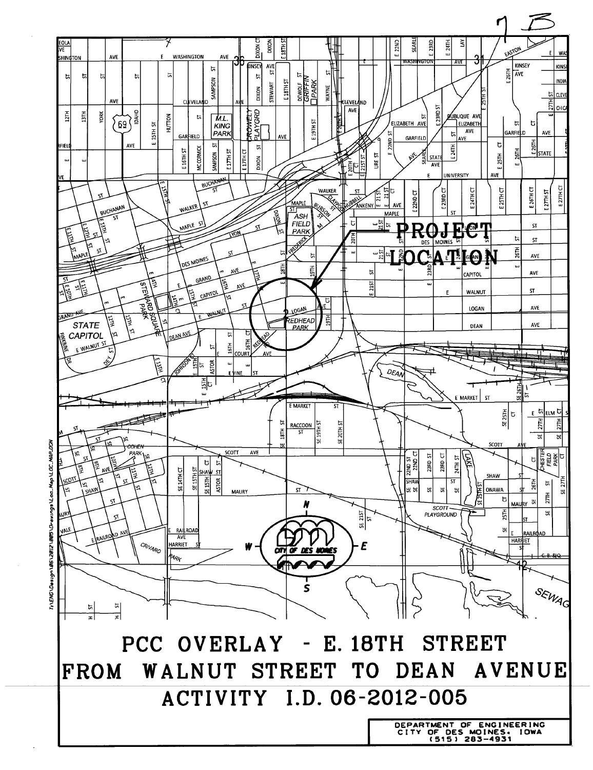7 B

PROJECT LOCATION

# PCC OVERLAY - E. 18TH STREET FROM WALNUT STREET TO DEAN AVENUE

## ACTIVITY I.D. 06-2012-005

DEPARTMENT OF ENGINEERING
CITY OF DES MOINES, IOWA
(515) 283-4931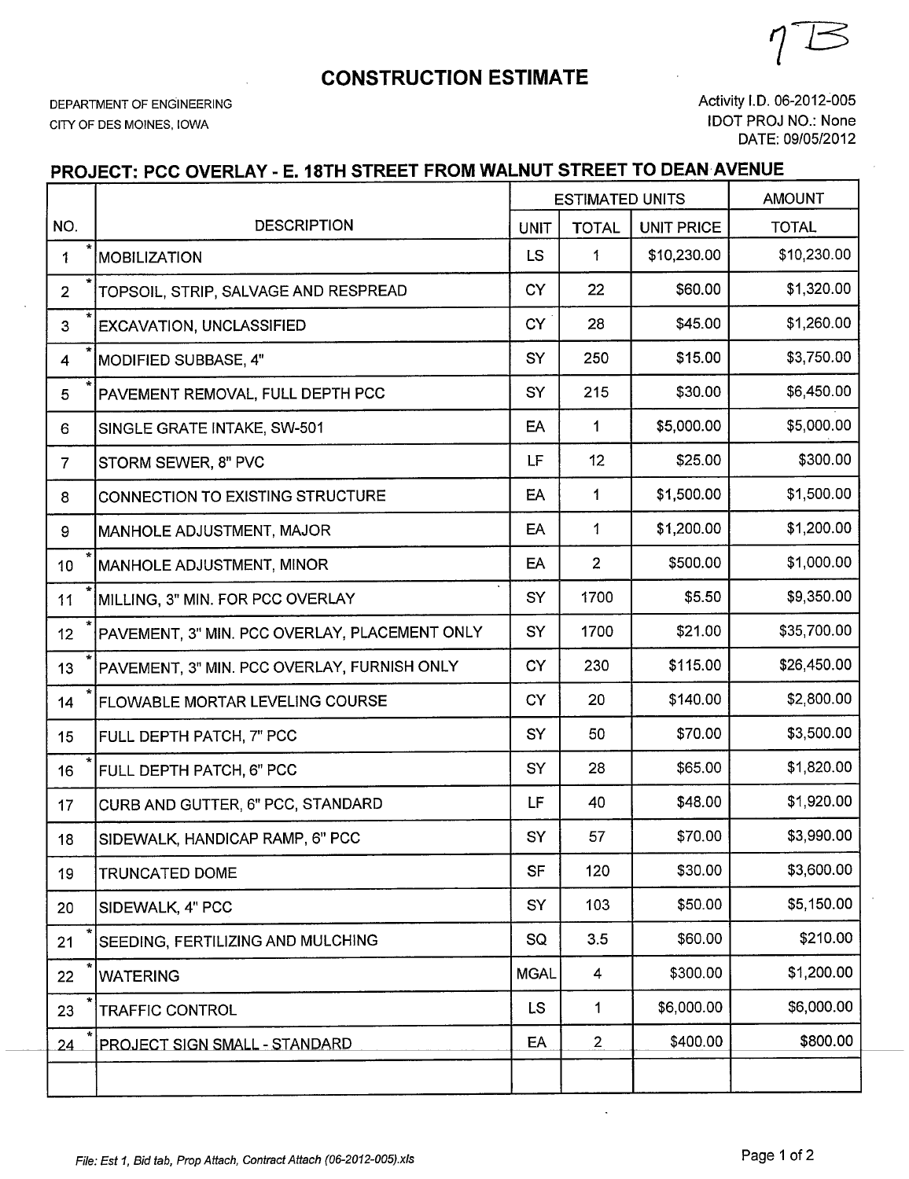7B

# CONSTRUCTION ESTIMATE

DEPARTMENT OF ENGINEERING
CITY OF DES MOINES, IOWA

Activity I.D. 06-2012-005
IDOT PROJ NO.: None
DATE: 09/05/2012

## PROJECT: PCC OVERLAY - E. 18TH STREET FROM WALNUT STREET TO DEAN AVENUE

| NO. | DESCRIPTION | ESTIMATED UNITS | | | AMOUNT |
|---|---|---|---|---|---|
| | | UNIT | TOTAL | UNIT PRICE | TOTAL |
| 1 * | MOBILIZATION | LS | 1 | $10,230.00 | $10,230.00 |
| 2 * | TOPSOIL, STRIP, SALVAGE AND RESPREAD | CY | 22 | $60.00 | $1,320.00 |
| 3 * | EXCAVATION, UNCLASSIFIED | CY | 28 | $45.00 | $1,260.00 |
| 4 * | MODIFIED SUBBASE, 4" | SY | 250 | $15.00 | $3,750.00 |
| 5 * | PAVEMENT REMOVAL, FULL DEPTH PCC | SY | 215 | $30.00 | $6,450.00 |
| 6 | SINGLE GRATE INTAKE, SW-501 | EA | 1 | $5,000.00 | $5,000.00 |
| 7 | STORM SEWER, 8" PVC | LF | 12 | $25.00 | $300.00 |
| 8 | CONNECTION TO EXISTING STRUCTURE | EA | 1 | $1,500.00 | $1,500.00 |
| 9 | MANHOLE ADJUSTMENT, MAJOR | EA | 1 | $1,200.00 | $1,200.00 |
| 10 * | MANHOLE ADJUSTMENT, MINOR | EA | 2 | $500.00 | $1,000.00 |
| 11 * | MILLING, 3" MIN. FOR PCC OVERLAY | SY | 1700 | $5.50 | $9,350.00 |
| 12 * | PAVEMENT, 3" MIN. PCC OVERLAY, PLACEMENT ONLY | SY | 1700 | $21.00 | $35,700.00 |
| 13 * | PAVEMENT, 3" MIN. PCC OVERLAY, FURNISH ONLY | CY | 230 | $115.00 | $26,450.00 |
| 14 * | FLOWABLE MORTAR LEVELING COURSE | CY | 20 | $140.00 | $2,800.00 |
| 15 | FULL DEPTH PATCH, 7" PCC | SY | 50 | $70.00 | $3,500.00 |
| 16 * | FULL DEPTH PATCH, 6" PCC | SY | 28 | $65.00 | $1,820.00 |
| 17 | CURB AND GUTTER, 6" PCC, STANDARD | LF | 40 | $48.00 | $1,920.00 |
| 18 | SIDEWALK, HANDICAP RAMP, 6" PCC | SY | 57 | $70.00 | $3,990.00 |
| 19 | TRUNCATED DOME | SF | 120 | $30.00 | $3,600.00 |
| 20 | SIDEWALK, 4" PCC | SY | 103 | $50.00 | $5,150.00 |
| 21 * | SEEDING, FERTILIZING AND MULCHING | SQ | 3.5 | $60.00 | $210.00 |
| 22 * | WATERING | MGAL | 4 | $300.00 | $1,200.00 |
| 23 * | TRAFFIC CONTROL | LS | 1 | $6,000.00 | $6,000.00 |
| 24 * | PROJECT SIGN SMALL - STANDARD | EA | 2 | $400.00 | $800.00 |
| | | | | | |

*File: Est 1, Bid tab, Prop Attach, Contract Attach (06-2012-005).xls*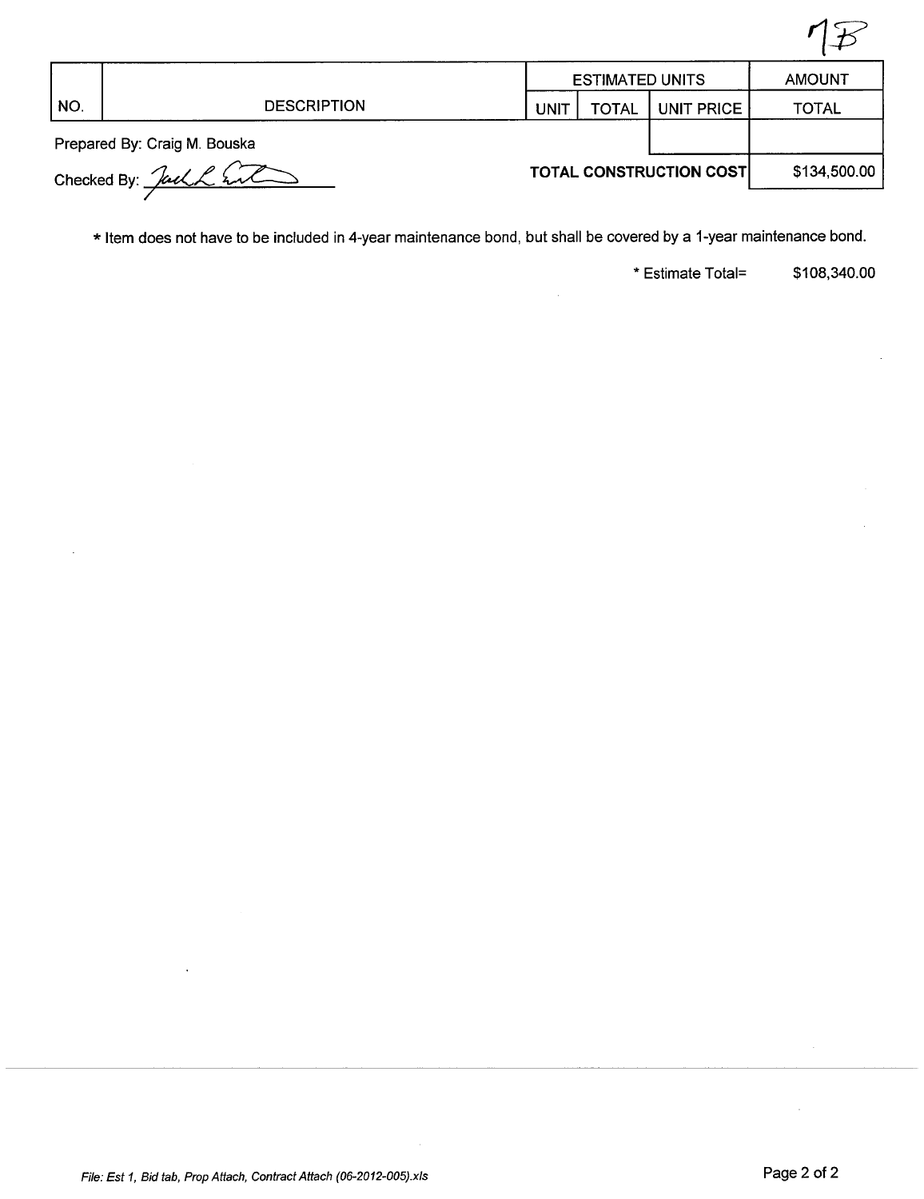7B

| | | ESTIMATED UNITS | | | AMOUNT |
|---|---|---|---|---|---|
| NO. | DESCRIPTION | UNIT | TOTAL | UNIT PRICE | TOTAL |
| Prepared By: Craig M. Bouska | | | | | |
| Checked By: *[signature]* | | TOTAL CONSTRUCTION COST | | | $134,500.00 |

* Item does not have to be included in 4-year maintenance bond, but shall be covered by a 1-year maintenance bond.

* Estimate Total= $108,340.00

*File: Est 1, Bid tab, Prop Attach, Contract Attach (06-2012-005).xls*